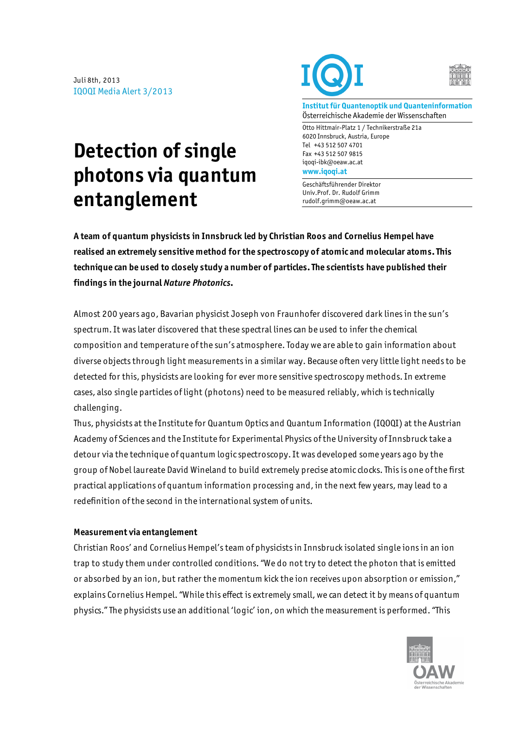Juli 8th, 2013
IQOQI Media Alert 3/2013

**Institut für Quantenoptik und Quanteninformation**
Österreichische Akademie der Wissenschaften

Otto Hittmair-Platz 1 / Technikerstraße 21a
6020 Innsbruck, Austria, Europe
Tel +43 512 507 4701
Fax +43 512 507 9815
iqoqi-ibk@oeaw.ac.at
**www.iqoqi.at**

Geschäftsführender Direktor
Univ.Prof. Dr. Rudolf Grimm
rudolf.grimm@oeaw.ac.at

# Detection of single photons via quantum entanglement

**A team of quantum physicists in Innsbruck led by Christian Roos and Cornelius Hempel have realised an extremely sensitive method for the spectroscopy of atomic and molecular atoms. This technique can be used to closely study a number of particles. The scientists have published their findings in the journal *Nature Photonics*.**

Almost 200 years ago, Bavarian physicist Joseph von Fraunhofer discovered dark lines in the sun's spectrum. It was later discovered that these spectral lines can be used to infer the chemical composition and temperature of the sun's atmosphere. Today we are able to gain information about diverse objects through light measurements in a similar way. Because often very little light needs to be detected for this, physicists are looking for ever more sensitive spectroscopy methods. In extreme cases, also single particles of light (photons) need to be measured reliably, which is technically challenging.

Thus, physicists at the Institute for Quantum Optics and Quantum Information (IQOQI) at the Austrian Academy of Sciences and the Institute for Experimental Physics of the University of Innsbruck take a detour via the technique of quantum logic spectroscopy. It was developed some years ago by the group of Nobel laureate David Wineland to build extremely precise atomic clocks. This is one of the first practical applications of quantum information processing and, in the next few years, may lead to a redefinition of the second in the international system of units.

### Measurement via entanglement

Christian Roos' and Cornelius Hempel's team of physicists in Innsbruck isolated single ions in an ion trap to study them under controlled conditions. "We do not try to detect the photon that is emitted or absorbed by an ion, but rather the momentum kick the ion receives upon absorption or emission," explains Cornelius Hempel. "While this effect is extremely small, we can detect it by means of quantum physics." The physicists use an additional 'logic' ion, on which the measurement is performed. "This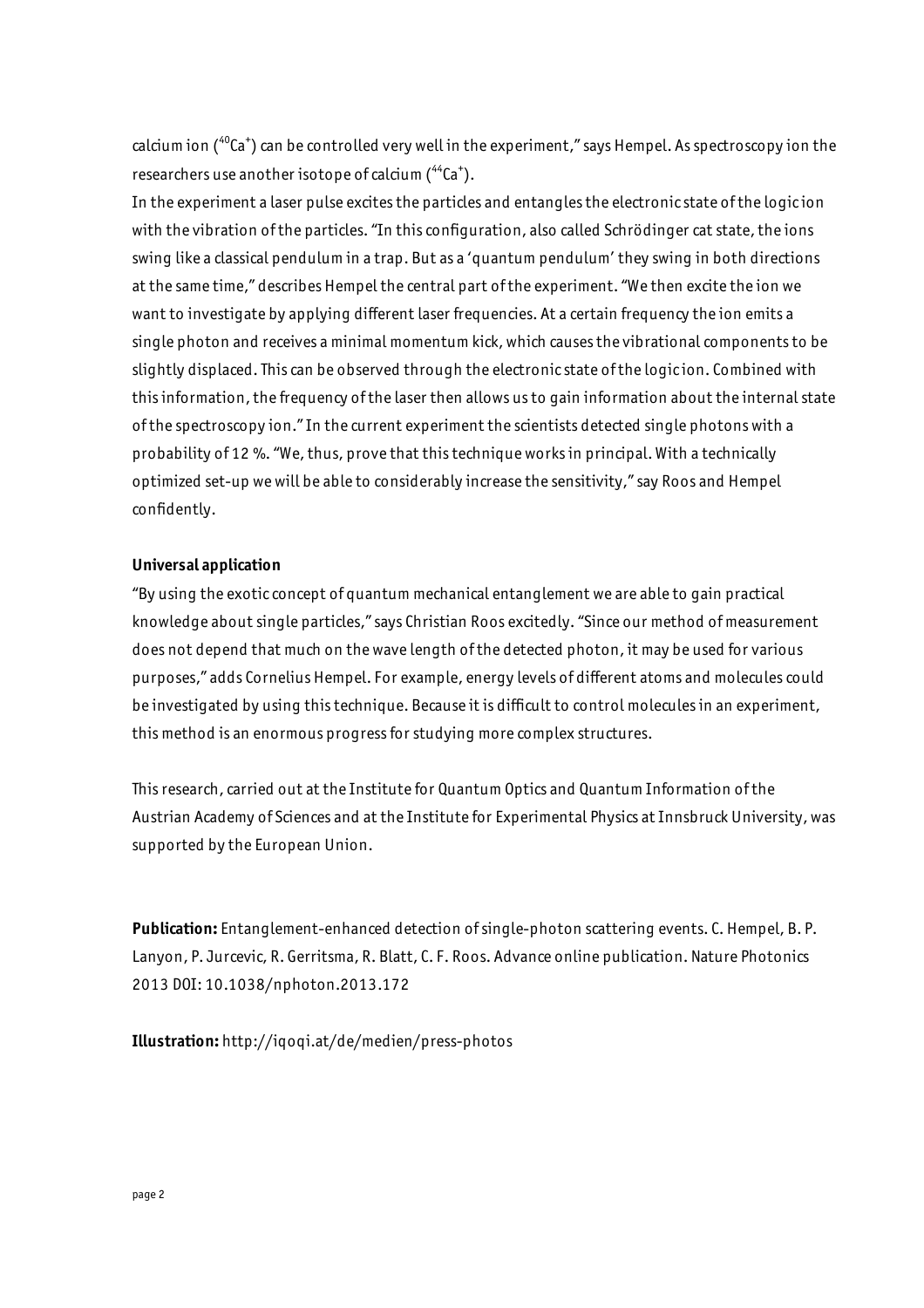calcium ion ($^{40}Ca^{+}$) can be controlled very well in the experiment," says Hempel. As spectroscopy ion the researchers use another isotope of calcium ($^{44}Ca^{+}$).

In the experiment a laser pulse excites the particles and entangles the electronic state of the logic ion with the vibration of the particles. "In this configuration, also called Schrödinger cat state, the ions swing like a classical pendulum in a trap. But as a 'quantum pendulum' they swing in both directions at the same time," describes Hempel the central part of the experiment. "We then excite the ion we want to investigate by applying different laser frequencies. At a certain frequency the ion emits a single photon and receives a minimal momentum kick, which causes the vibrational components to be slightly displaced. This can be observed through the electronic state of the logic ion. Combined with this information, the frequency of the laser then allows us to gain information about the internal state of the spectroscopy ion." In the current experiment the scientists detected single photons with a probability of 12 %. "We, thus, prove that this technique works in principal. With a technically optimized set-up we will be able to considerably increase the sensitivity," say Roos and Hempel confidently.

**Universal application**

"By using the exotic concept of quantum mechanical entanglement we are able to gain practical knowledge about single particles," says Christian Roos excitedly. "Since our method of measurement does not depend that much on the wave length of the detected photon, it may be used for various purposes," adds Cornelius Hempel. For example, energy levels of different atoms and molecules could be investigated by using this technique. Because it is difficult to control molecules in an experiment, this method is an enormous progress for studying more complex structures.

This research, carried out at the Institute for Quantum Optics and Quantum Information of the Austrian Academy of Sciences and at the Institute for Experimental Physics at Innsbruck University, was supported by the European Union.

**Publication:** Entanglement-enhanced detection of single-photon scattering events. C. Hempel, B. P. Lanyon, P. Jurcevic, R. Gerritsma, R. Blatt, C. F. Roos. Advance online publication. Nature Photonics 2013 DOI: 10.1038/nphoton.2013.172

**Illustration:** http://iqoqi.at/de/medien/press-photos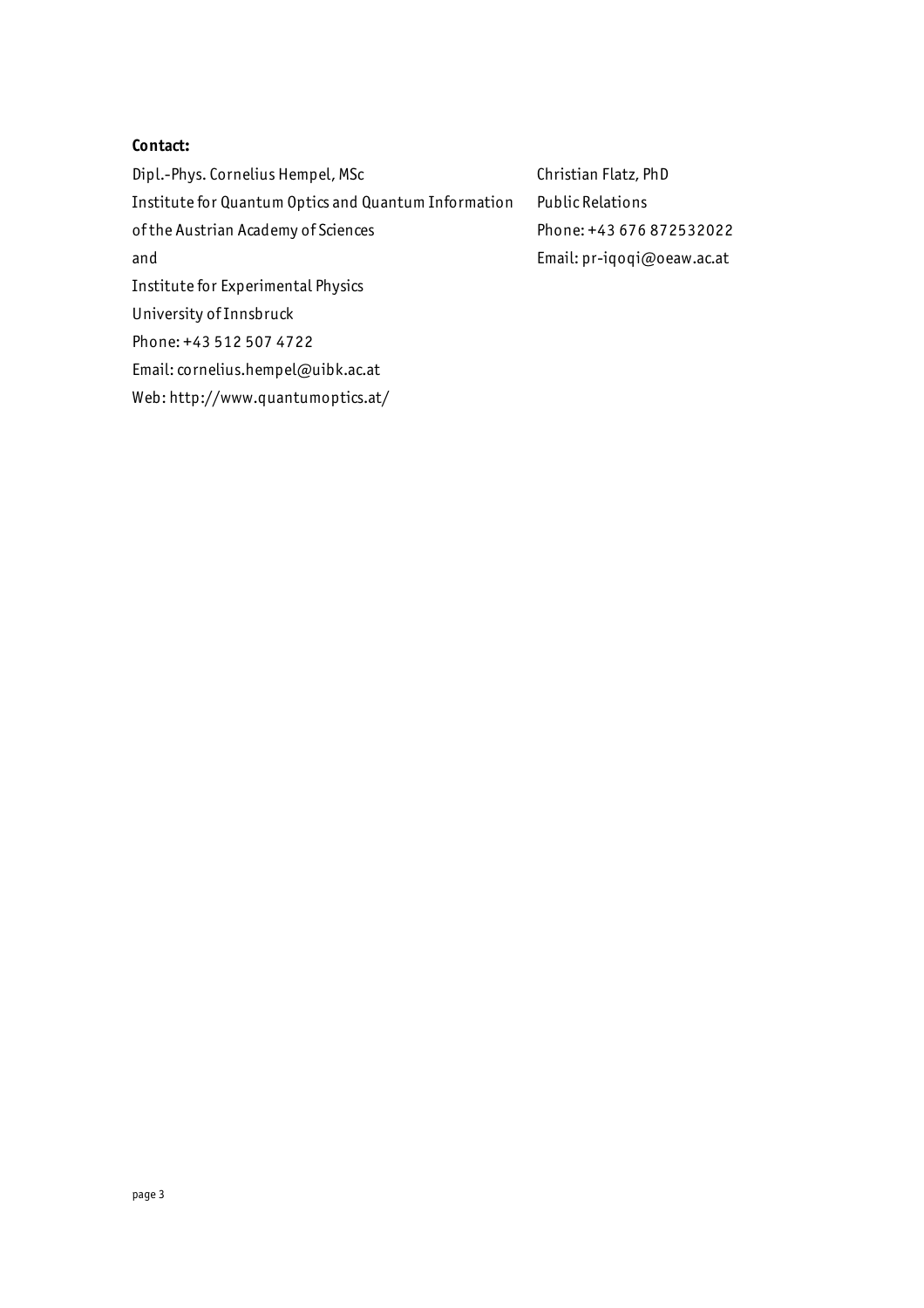**Contact:**

Dipl.-Phys. Cornelius Hempel, MSc
Institute for Quantum Optics and Quantum Information
of the Austrian Academy of Sciences
and
Institute for Experimental Physics
University of Innsbruck
Phone: +43 512 507 4722
Email: cornelius.hempel@uibk.ac.at
Web: http://www.quantumoptics.at/

Christian Flatz, PhD
Public Relations
Phone: +43 676 872532022
Email: pr-iqoqi@oeaw.ac.at